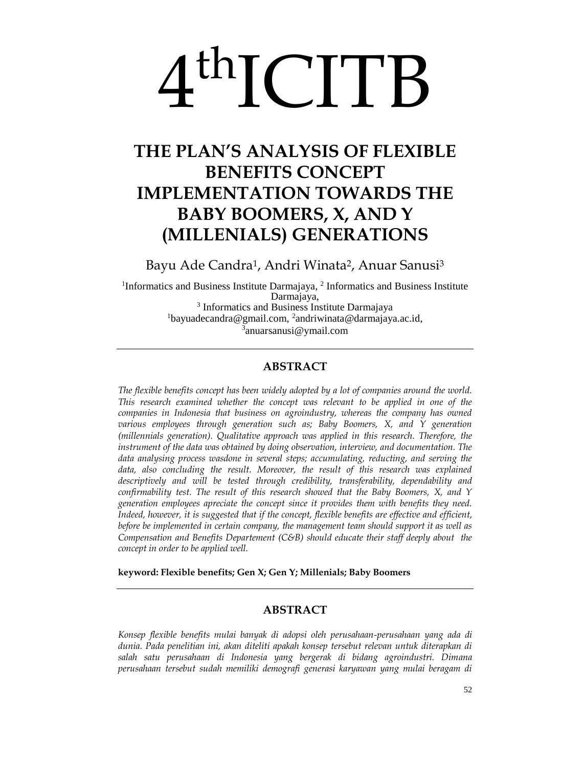# 4thICITB

# THE PLAN'S ANALYSIS OF FLEXIBLE BENEFITS CONCEPT IMPLEMENTATION TOWARDS THE BABY BOOMERS, X, AND Y (MILLENIALS) GENERATIONS

Bayu Ade Candra[1], Andri Winata[2], Anuar Sanusi[3]

[1]Informatics and Business Institute Darmajaya, [2] Informatics and Business Institute Darmajaya,
[3] Informatics and Business Institute Darmajaya
[1]bayuadecandra@gmail.com, [2]andriwinata@darmajaya.ac.id, [3]anuarsanusi@ymail.com

---

## ABSTRACT

*The flexible benefits concept has been widely adopted by a lot of companies around the world. This research examined whether the concept was relevant to be applied in one of the companies in Indonesia that business on agroindustry, whereas the company has owned various employees through generation such as; Baby Boomers, X, and Y generation (millennials generation). Qualitative approach was applied in this research. Therefore, the instrument of the data was obtained by doing observation, interview, and documentation. The data analysing process wasdone in several steps; accumulating, reducting, and serving the data, also concluding the result. Moreover, the result of this research was explained descriptively and will be tested through credibility, transferability, dependability and confirmability test. The result of this research showed that the Baby Boomers, X, and Y generation employees apreciate the concept since it provides them with benefits they need. Indeed, however, it is suggested that if the concept, flexible benefits are effective and efficient, before be implemented in certain company, the management team should support it as well as Compensation and Benefits Departement (C&B) should educate their staff deeply about the concept in order to be applied well.*

**keyword: Flexible benefits; Gen X; Gen Y; Millenials; Baby Boomers**

---

## ABSTRACT

*Konsep flexible benefits mulai banyak di adopsi oleh perusahaan-perusahaan yang ada di dunia. Pada penelitian ini, akan diteliti apakah konsep tersebut relevan untuk diterapkan di salah satu perusahaan di Indonesia yang bergerak di bidang agroindustri. Dimana perusahaan tersebut sudah memiliki demografi generasi karyawan yang mulai beragam di*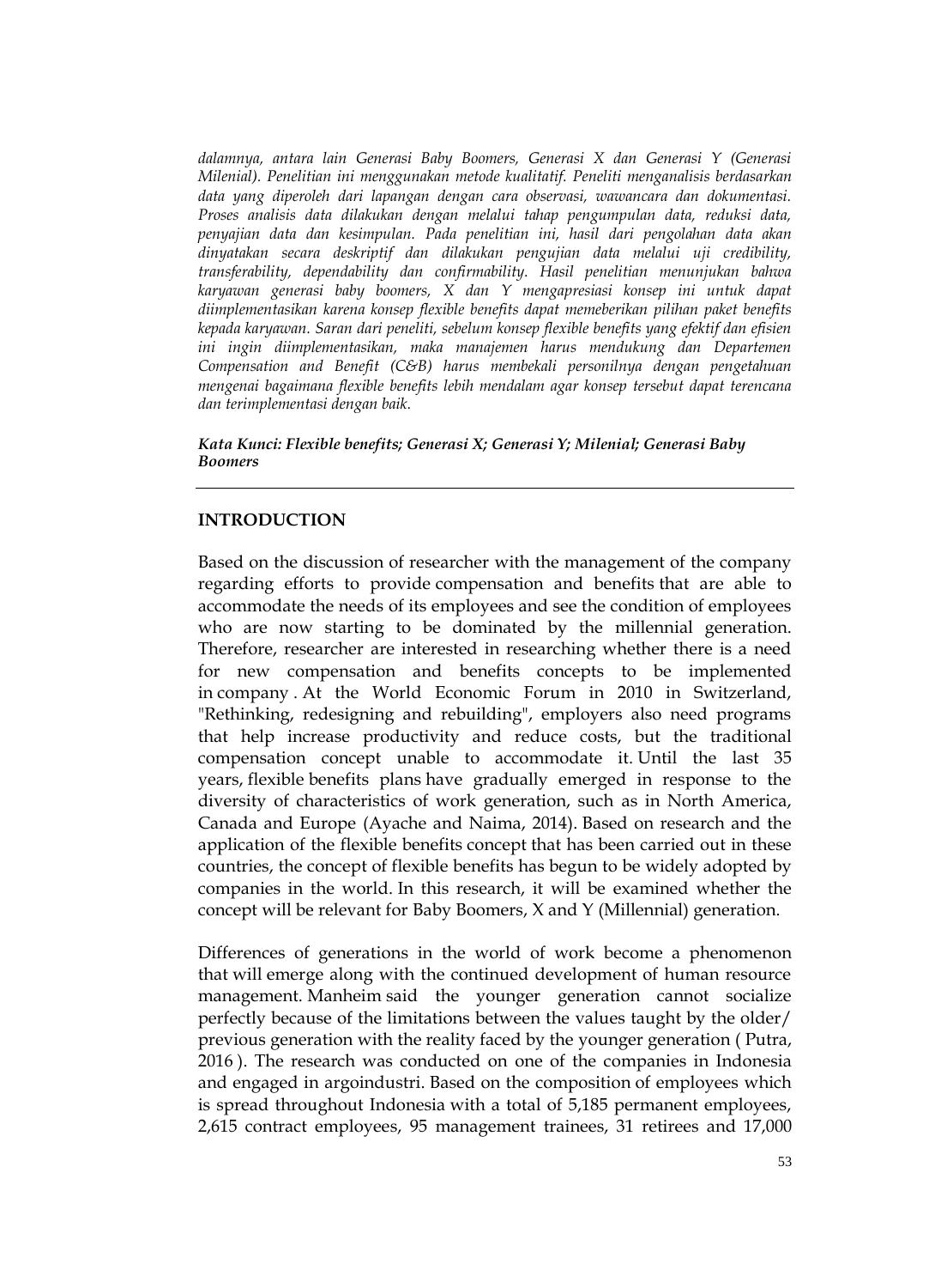*dalamnya, antara lain Generasi Baby Boomers, Generasi X dan Generasi Y (Generasi Milenial). Penelitian ini menggunakan metode kualitatif. Peneliti menganalisis berdasarkan data yang diperoleh dari lapangan dengan cara observasi, wawancara dan dokumentasi. Proses analisis data dilakukan dengan melalui tahap pengumpulan data, reduksi data, penyajian data dan kesimpulan. Pada penelitian ini, hasil dari pengolahan data akan dinyatakan secara deskriptif dan dilakukan pengujian data melalui uji credibility, transferability, dependability dan confirmability. Hasil penelitian menunjukan bahwa karyawan generasi baby boomers, X dan Y mengapresiasi konsep ini untuk dapat diimplementasikan karena konsep flexible benefits dapat memeberikan pilihan paket benefits kepada karyawan. Saran dari peneliti, sebelum konsep flexible benefits yang efektif dan efisien ini ingin diimplementasikan, maka manajemen harus mendukung dan Departemen Compensation and Benefit (C&B) harus membekali personilnya dengan pengetahuan mengenai bagaimana flexible benefits lebih mendalam agar konsep tersebut dapat terencana dan terimplementasi dengan baik.*

***Kata Kunci: Flexible benefits; Generasi X; Generasi Y; Milenial; Generasi Baby Boomers***

## INTRODUCTION

Based on the discussion of researcher with the management of the company regarding efforts to provide compensation and benefits that are able to accommodate the needs of its employees and see the condition of employees who are now starting to be dominated by the millennial generation. Therefore, researcher are interested in researching whether there is a need for new compensation and benefits concepts to be implemented in company . At the World Economic Forum in 2010 in Switzerland, "Rethinking, redesigning and rebuilding", employers also need programs that help increase productivity and reduce costs, but the traditional compensation concept unable to accommodate it. Until the last 35 years, flexible benefits plans have gradually emerged in response to the diversity of characteristics of work generation, such as in North America, Canada and Europe (Ayache and Naima, 2014). Based on research and the application of the flexible benefits concept that has been carried out in these countries, the concept of flexible benefits has begun to be widely adopted by companies in the world. In this research, it will be examined whether the concept will be relevant for Baby Boomers, X and Y (Millennial) generation.

Differences of generations in the world of work become a phenomenon that will emerge along with the continued development of human resource management. Manheim said the younger generation cannot socialize perfectly because of the limitations between the values taught by the older/ previous generation with the reality faced by the younger generation ( Putra, 2016 ). The research was conducted on one of the companies in Indonesia and engaged in argoindustri. Based on the composition of employees which is spread throughout Indonesia with a total of 5,185 permanent employees, 2,615 contract employees, 95 management trainees, 31 retirees and 17,000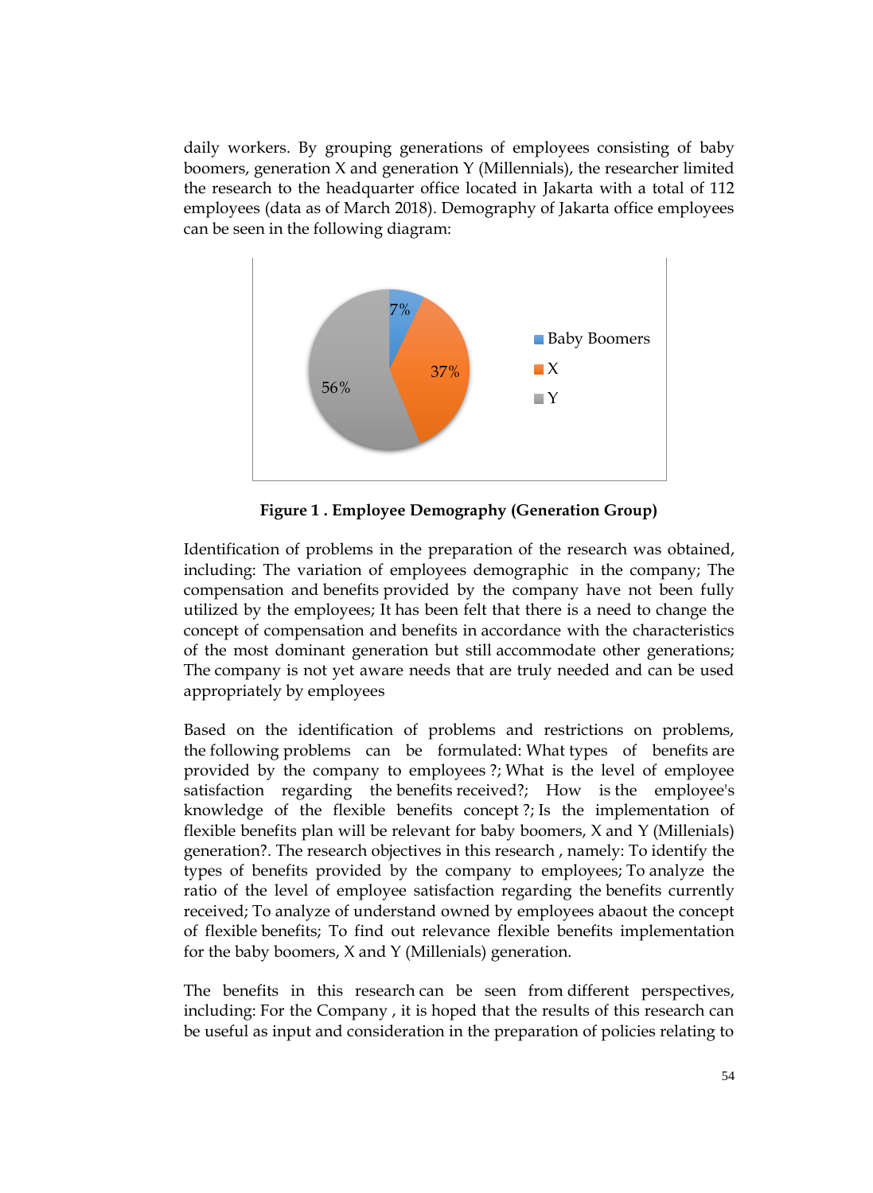daily workers. By grouping generations of employees consisting of baby boomers, generation X and generation Y (Millennials), the researcher limited the research to the headquarter office located in Jakarta with a total of 112 employees (data as of March 2018). Demography of Jakarta office employees can be seen in the following diagram:

**Figure 1 . Employee Demography (Generation Group)**

Identification of problems in the preparation of the research was obtained, including: The variation of employees demographic in the company; The compensation and benefits provided by the company have not been fully utilized by the employees; It has been felt that there is a need to change the concept of compensation and benefits in accordance with the characteristics of the most dominant generation but still accommodate other generations; The company is not yet aware needs that are truly needed and can be used appropriately by employees

Based on the identification of problems and restrictions on problems, the following problems can be formulated: What types of benefits are provided by the company to employees ?; What is the level of employee satisfaction regarding the benefits received?; How is the employee's knowledge of the flexible benefits concept ?; Is the implementation of flexible benefits plan will be relevant for baby boomers, X and Y (Millenials) generation?. The research objectives in this research , namely: To identify the types of benefits provided by the company to employees; To analyze the ratio of the level of employee satisfaction regarding the benefits currently received; To analyze of understand owned by employees abaout the concept of flexible benefits; To find out relevance flexible benefits implementation for the baby boomers, X and Y (Millenials) generation.

The benefits in this research can be seen from different perspectives, including: For the Company , it is hoped that the results of this research can be useful as input and consideration in the preparation of policies relating to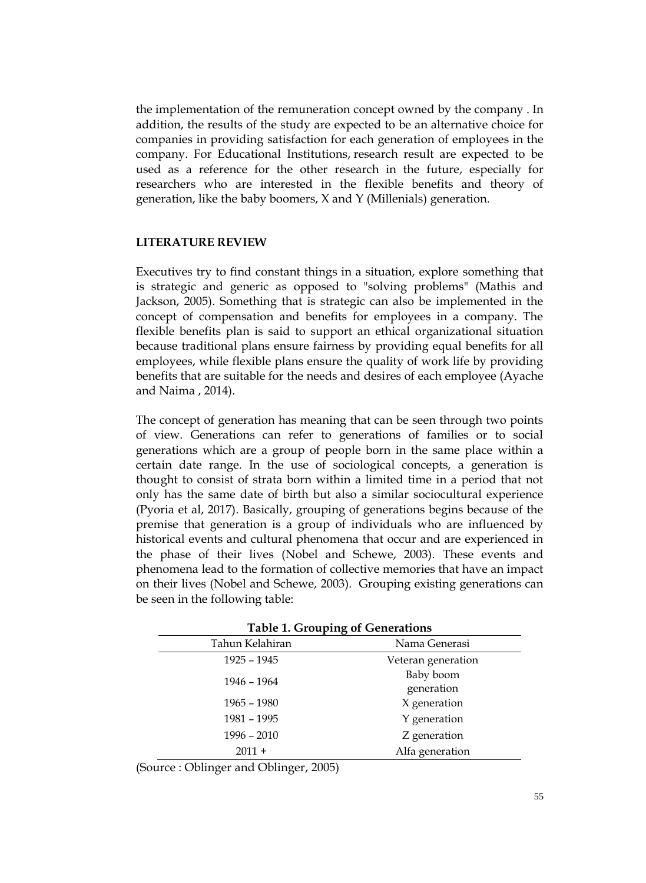the implementation of the remuneration concept owned by the company . In addition, the results of the study are expected to be an alternative choice for companies in providing satisfaction for each generation of employees in the company. For Educational Institutions, research result are expected to be used as a reference for the other research in the future, especially for researchers who are interested in the flexible benefits and theory of generation, like the baby boomers, X and Y (Millenials) generation.

## LITERATURE REVIEW

Executives try to find constant things in a situation, explore something that is strategic and generic as opposed to "solving problems" (Mathis and Jackson, 2005). Something that is strategic can also be implemented in the concept of compensation and benefits for employees in a company. The flexible benefits plan is said to support an ethical organizational situation because traditional plans ensure fairness by providing equal benefits for all employees, while flexible plans ensure the quality of work life by providing benefits that are suitable for the needs and desires of each employee (Ayache and Naima , 2014).

The concept of generation has meaning that can be seen through two points of view. Generations can refer to generations of families or to social generations which are a group of people born in the same place within a certain date range. In the use of sociological concepts, a generation is thought to consist of strata born within a limited time in a period that not only has the same date of birth but also a similar sociocultural experience (Pyoria et al, 2017). Basically, grouping of generations begins because of the premise that generation is a group of individuals who are influenced by historical events and cultural phenomena that occur and are experienced in the phase of their lives (Nobel and Schewe, 2003). These events and phenomena lead to the formation of collective memories that have an impact on their lives (Nobel and Schewe, 2003). Grouping existing generations can be seen in the following table:

**Table 1. Grouping of Generations**

| Tahun Kelahiran | Nama Generasi |
|---|---|
| 1925 – 1945 | Veteran generation |
| 1946 – 1964 | Baby boom generation |
| 1965 – 1980 | X generation |
| 1981 – 1995 | Y generation |
| 1996 – 2010 | Z generation |
| 2011 + | Alfa generation |

(Source : Oblinger and Oblinger, 2005)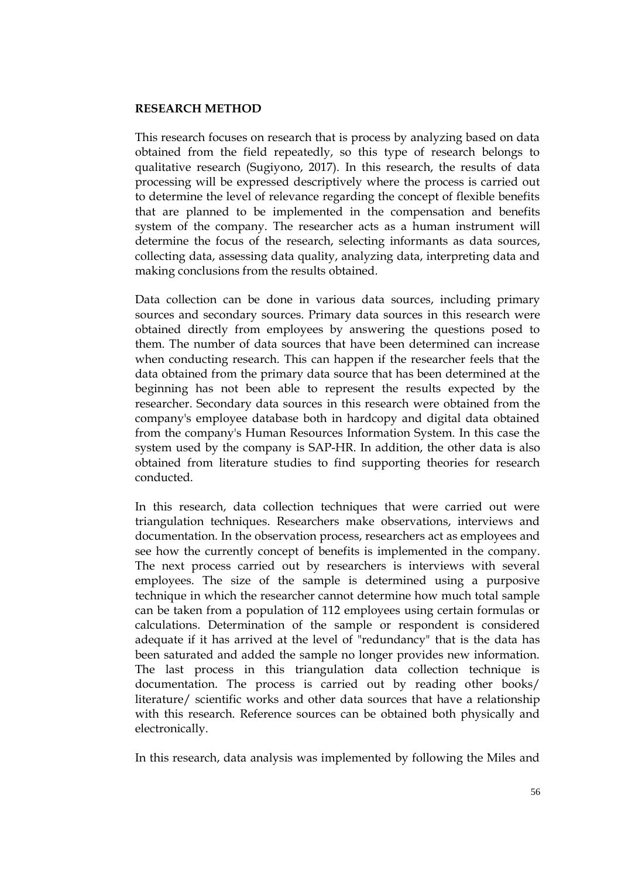## RESEARCH METHOD

This research focuses on research that is process by analyzing based on data obtained from the field repeatedly, so this type of research belongs to qualitative research (Sugiyono, 2017). In this research, the results of data processing will be expressed descriptively where the process is carried out to determine the level of relevance regarding the concept of flexible benefits that are planned to be implemented in the compensation and benefits system of the company. The researcher acts as a human instrument will determine the focus of the research, selecting informants as data sources, collecting data, assessing data quality, analyzing data, interpreting data and making conclusions from the results obtained.

Data collection can be done in various data sources, including primary sources and secondary sources. Primary data sources in this research were obtained directly from employees by answering the questions posed to them. The number of data sources that have been determined can increase when conducting research. This can happen if the researcher feels that the data obtained from the primary data source that has been determined at the beginning has not been able to represent the results expected by the researcher. Secondary data sources in this research were obtained from the company's employee database both in hardcopy and digital data obtained from the company's Human Resources Information System. In this case the system used by the company is SAP-HR. In addition, the other data is also obtained from literature studies to find supporting theories for research conducted.

In this research, data collection techniques that were carried out were triangulation techniques. Researchers make observations, interviews and documentation. In the observation process, researchers act as employees and see how the currently concept of benefits is implemented in the company. The next process carried out by researchers is interviews with several employees. The size of the sample is determined using a purposive technique in which the researcher cannot determine how much total sample can be taken from a population of 112 employees using certain formulas or calculations. Determination of the sample or respondent is considered adequate if it has arrived at the level of "redundancy" that is the data has been saturated and added the sample no longer provides new information. The last process in this triangulation data collection technique is documentation. The process is carried out by reading other books/ literature/ scientific works and other data sources that have a relationship with this research. Reference sources can be obtained both physically and electronically.

In this research, data analysis was implemented by following the Miles and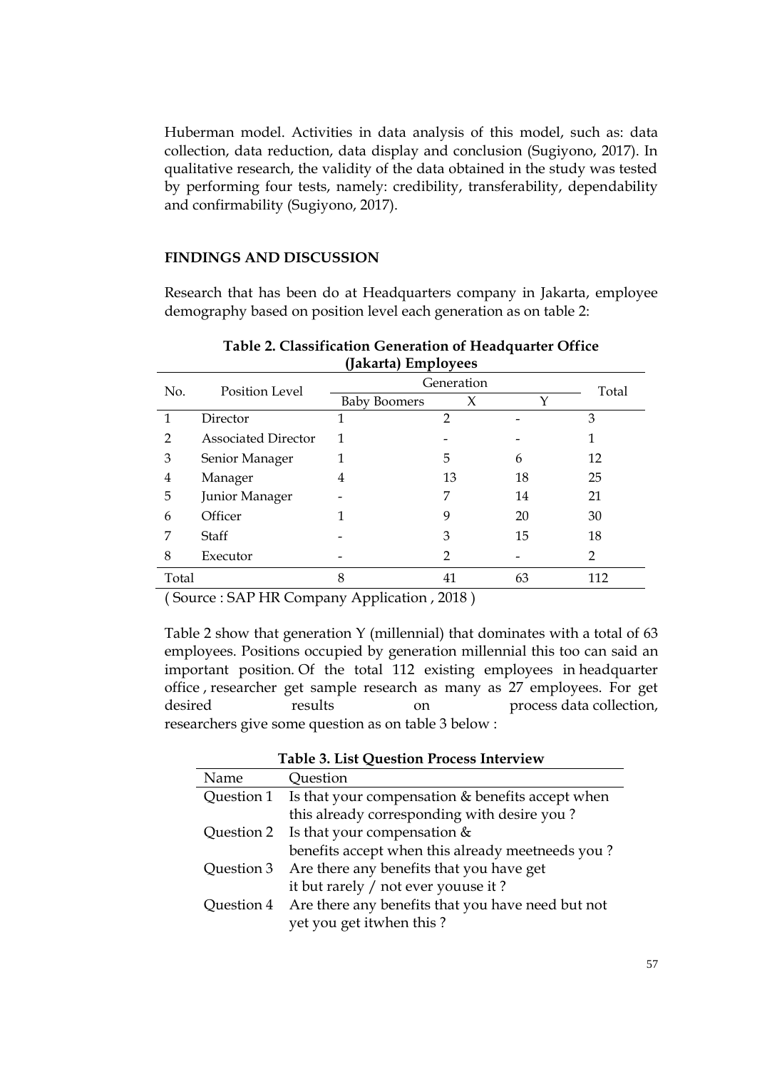Huberman model. Activities in data analysis of this model, such as: data collection, data reduction, data display and conclusion (Sugiyono, 2017). In qualitative research, the validity of the data obtained in the study was tested by performing four tests, namely: credibility, transferability, dependability and confirmability (Sugiyono, 2017).

## FINDINGS AND DISCUSSION

Research that has been do at Headquarters company in Jakarta, employee demography based on position level each generation as on table 2:

**Table 2. Classification Generation of Headquarter Office (Jakarta) Employees**

| No. | Position Level | Generation | | | Total |
|---|---|---|---|---|---|
| | | Baby Boomers | X | Y | |
| 1 | Director | 1 | 2 | - | 3 |
| 2 | Associated Director | 1 | - | - | 1 |
| 3 | Senior Manager | 1 | 5 | 6 | 12 |
| 4 | Manager | 4 | 13 | 18 | 25 |
| 5 | Junior Manager | - | 7 | 14 | 21 |
| 6 | Officer | 1 | 9 | 20 | 30 |
| 7 | Staff | - | 3 | 15 | 18 |
| 8 | Executor | - | 2 | - | 2 |
| Total | | 8 | 41 | 63 | 112 |

( Source : SAP HR Company Application , 2018 )

Table 2 show that generation Y (millennial) that dominates with a total of 63 employees. Positions occupied by generation millennial this too can said an important position. Of the total 112 existing employees in headquarter office , researcher get sample research as many as 27 employees. For get desired results on process data collection, researchers give some question as on table 3 below :

**Table 3. List Question Process Interview**

| Name | Question |
|---|---|
| Question 1 | Is that your compensation & benefits accept when this already corresponding with desire you ? |
| Question 2 | Is that your compensation & benefits accept when this already meetneeds you ? |
| Question 3 | Are there any benefits that you have get it but rarely / not ever youuse it ? |
| Question 4 | Are there any benefits that you have need but not yet you get itwhen this ? |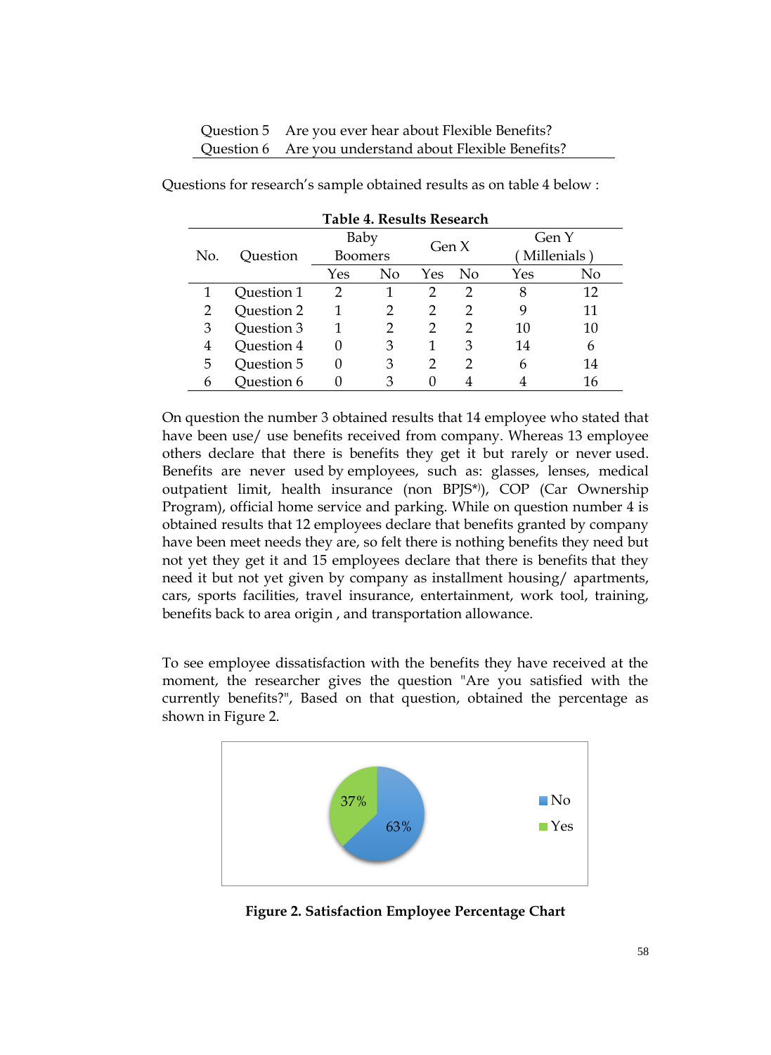| | |
|---|---|
| Question 5 | Are you ever hear about Flexible Benefits? |
| Question 6 | Are you understand about Flexible Benefits? |

Questions for research's sample obtained results as on table 4 below :

**Table 4. Results Research**

| No. | Question | Baby Boomers | | Gen X | | Gen Y ( Millenials ) | |
|---|---|---|---|---|---|---|---|
| | | Yes | No | Yes | No | Yes | No |
| 1 | Question 1 | 2 | 1 | 2 | 2 | 8 | 12 |
| 2 | Question 2 | 1 | 2 | 2 | 2 | 9 | 11 |
| 3 | Question 3 | 1 | 2 | 2 | 2 | 10 | 10 |
| 4 | Question 4 | 0 | 3 | 1 | 3 | 14 | 6 |
| 5 | Question 5 | 0 | 3 | 2 | 2 | 6 | 14 |
| 6 | Question 6 | 0 | 3 | 0 | 4 | 4 | 16 |

On question the number 3 obtained results that 14 employee who stated that have been use/ use benefits received from company. Whereas 13 employee others declare that there is benefits they get it but rarely or never used. Benefits are never used by employees, such as: glasses, lenses, medical outpatient limit, health insurance (non BPJS*)), COP (Car Ownership Program), official home service and parking. While on question number 4 is obtained results that 12 employees declare that benefits granted by company have been meet needs they are, so felt there is nothing benefits they need but not yet they get it and 15 employees declare that there is benefits that they need it but not yet given by company as installment housing/ apartments, cars, sports facilities, travel insurance, entertainment, work tool, training, benefits back to area origin , and transportation allowance.

To see employee dissatisfaction with the benefits they have received at the moment, the researcher gives the question "Are you satisfied with the currently benefits?", Based on that question, obtained the percentage as shown in Figure 2.

| | Percentage |
|---|---|
| No | 63% |
| Yes | 37% |

**Figure 2. Satisfaction Employee Percentage Chart**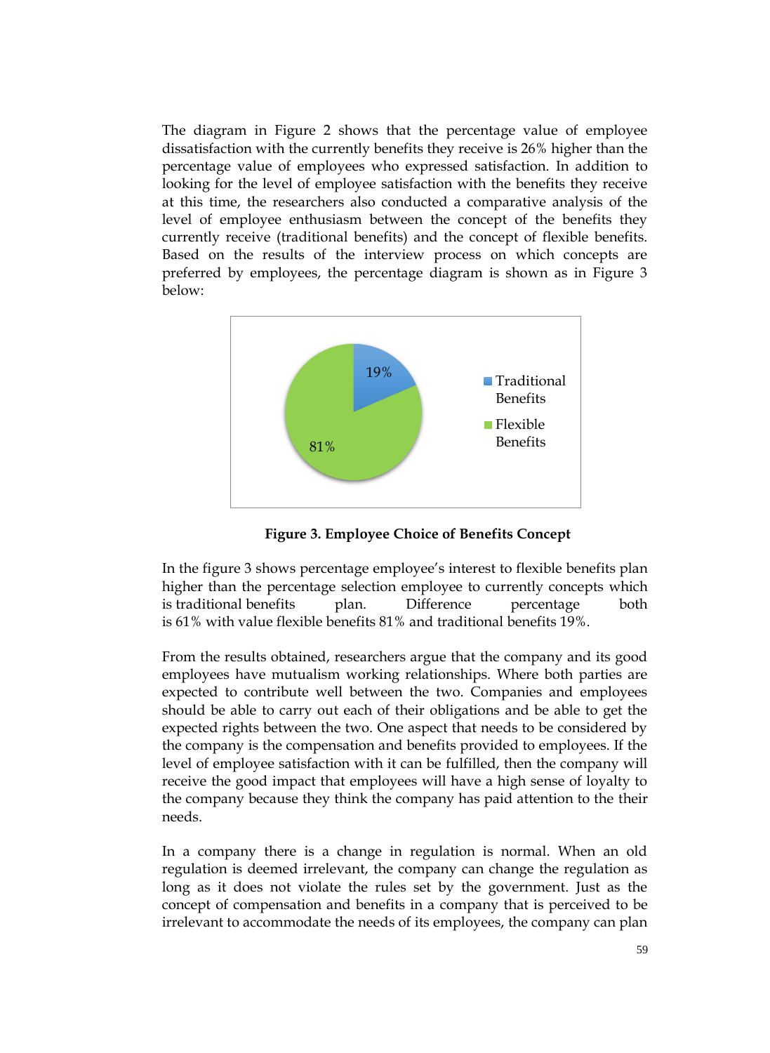The diagram in Figure 2 shows that the percentage value of employee dissatisfaction with the currently benefits they receive is 26% higher than the percentage value of employees who expressed satisfaction. In addition to looking for the level of employee satisfaction with the benefits they receive at this time, the researchers also conducted a comparative analysis of the level of employee enthusiasm between the concept of the benefits they currently receive (traditional benefits) and the concept of flexible benefits. Based on the results of the interview process on which concepts are preferred by employees, the percentage diagram is shown as in Figure 3 below:

**Figure 3. Employee Choice of Benefits Concept**

In the figure 3 shows percentage employee's interest to flexible benefits plan higher than the percentage selection employee to currently concepts which is traditional benefits plan. Difference percentage both is 61% with value flexible benefits 81% and traditional benefits 19%.

From the results obtained, researchers argue that the company and its good employees have mutualism working relationships. Where both parties are expected to contribute well between the two. Companies and employees should be able to carry out each of their obligations and be able to get the expected rights between the two. One aspect that needs to be considered by the company is the compensation and benefits provided to employees. If the level of employee satisfaction with it can be fulfilled, then the company will receive the good impact that employees will have a high sense of loyalty to the company because they think the company has paid attention to the their needs.

In a company there is a change in regulation is normal. When an old regulation is deemed irrelevant, the company can change the regulation as long as it does not violate the rules set by the government. Just as the concept of compensation and benefits in a company that is perceived to be irrelevant to accommodate the needs of its employees, the company can plan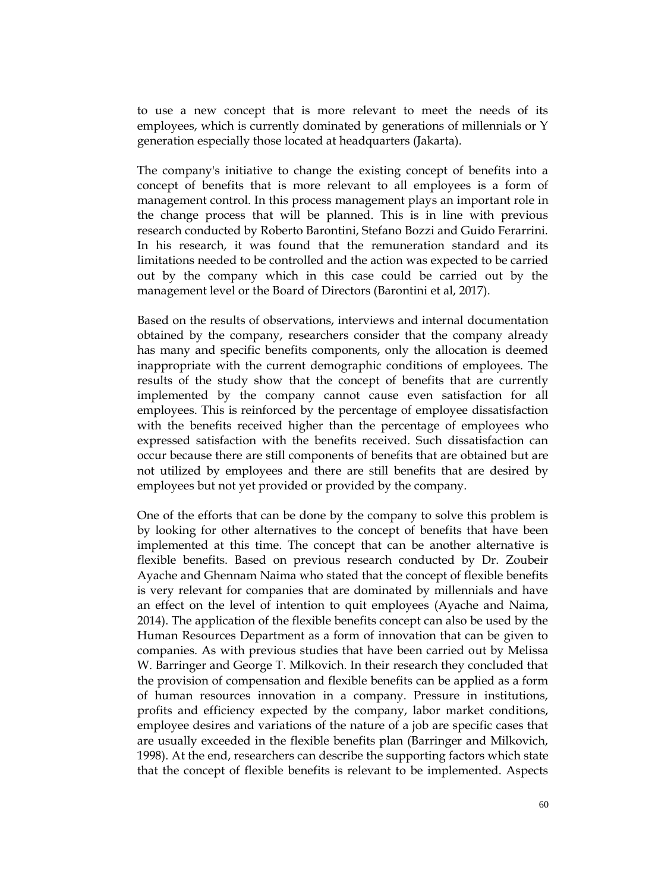to use a new concept that is more relevant to meet the needs of its employees, which is currently dominated by generations of millennials or Y generation especially those located at headquarters (Jakarta).

The company's initiative to change the existing concept of benefits into a concept of benefits that is more relevant to all employees is a form of management control. In this process management plays an important role in the change process that will be planned. This is in line with previous research conducted by Roberto Barontini, Stefano Bozzi and Guido Ferarrini. In his research, it was found that the remuneration standard and its limitations needed to be controlled and the action was expected to be carried out by the company which in this case could be carried out by the management level or the Board of Directors (Barontini et al, 2017).

Based on the results of observations, interviews and internal documentation obtained by the company, researchers consider that the company already has many and specific benefits components, only the allocation is deemed inappropriate with the current demographic conditions of employees. The results of the study show that the concept of benefits that are currently implemented by the company cannot cause even satisfaction for all employees. This is reinforced by the percentage of employee dissatisfaction with the benefits received higher than the percentage of employees who expressed satisfaction with the benefits received. Such dissatisfaction can occur because there are still components of benefits that are obtained but are not utilized by employees and there are still benefits that are desired by employees but not yet provided or provided by the company.

One of the efforts that can be done by the company to solve this problem is by looking for other alternatives to the concept of benefits that have been implemented at this time. The concept that can be another alternative is flexible benefits. Based on previous research conducted by Dr. Zoubeir Ayache and Ghennam Naima who stated that the concept of flexible benefits is very relevant for companies that are dominated by millennials and have an effect on the level of intention to quit employees (Ayache and Naima, 2014). The application of the flexible benefits concept can also be used by the Human Resources Department as a form of innovation that can be given to companies. As with previous studies that have been carried out by Melissa W. Barringer and George T. Milkovich. In their research they concluded that the provision of compensation and flexible benefits can be applied as a form of human resources innovation in a company. Pressure in institutions, profits and efficiency expected by the company, labor market conditions, employee desires and variations of the nature of a job are specific cases that are usually exceeded in the flexible benefits plan (Barringer and Milkovich, 1998). At the end, researchers can describe the supporting factors which state that the concept of flexible benefits is relevant to be implemented. Aspects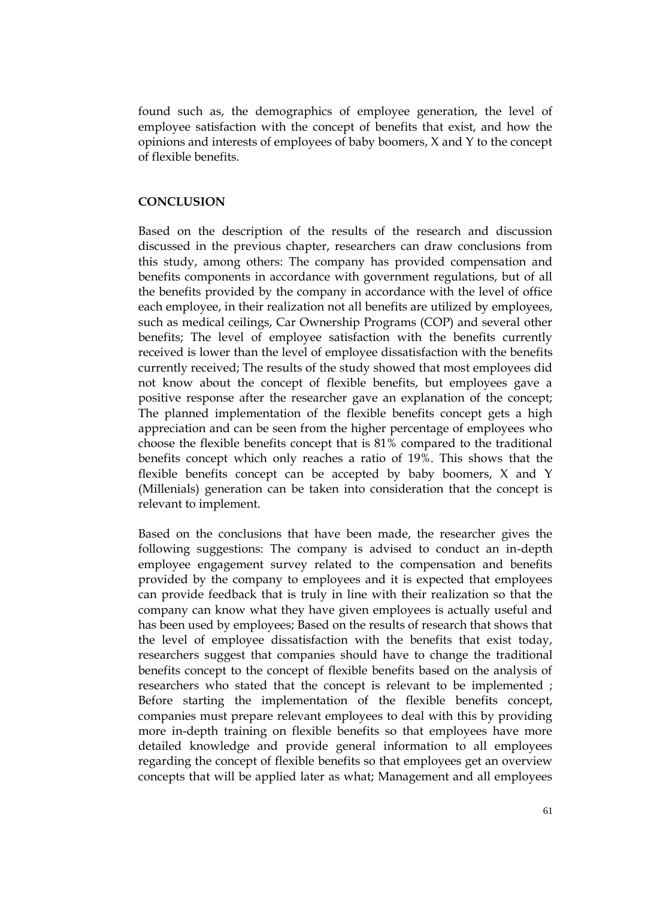found such as, the demographics of employee generation, the level of employee satisfaction with the concept of benefits that exist, and how the opinions and interests of employees of baby boomers, X and Y to the concept of flexible benefits.

## CONCLUSION

Based on the description of the results of the research and discussion discussed in the previous chapter, researchers can draw conclusions from this study, among others: The company has provided compensation and benefits components in accordance with government regulations, but of all the benefits provided by the company in accordance with the level of office each employee, in their realization not all benefits are utilized by employees, such as medical ceilings, Car Ownership Programs (COP) and several other benefits; The level of employee satisfaction with the benefits currently received is lower than the level of employee dissatisfaction with the benefits currently received; The results of the study showed that most employees did not know about the concept of flexible benefits, but employees gave a positive response after the researcher gave an explanation of the concept; The planned implementation of the flexible benefits concept gets a high appreciation and can be seen from the higher percentage of employees who choose the flexible benefits concept that is 81% compared to the traditional benefits concept which only reaches a ratio of 19%. This shows that the flexible benefits concept can be accepted by baby boomers, X and Y (Millenials) generation can be taken into consideration that the concept is relevant to implement.

Based on the conclusions that have been made, the researcher gives the following suggestions: The company is advised to conduct an in-depth employee engagement survey related to the compensation and benefits provided by the company to employees and it is expected that employees can provide feedback that is truly in line with their realization so that the company can know what they have given employees is actually useful and has been used by employees; Based on the results of research that shows that the level of employee dissatisfaction with the benefits that exist today, researchers suggest that companies should have to change the traditional benefits concept to the concept of flexible benefits based on the analysis of researchers who stated that the concept is relevant to be implemented ; Before starting the implementation of the flexible benefits concept, companies must prepare relevant employees to deal with this by providing more in-depth training on flexible benefits so that employees have more detailed knowledge and provide general information to all employees regarding the concept of flexible benefits so that employees get an overview concepts that will be applied later as what; Management and all employees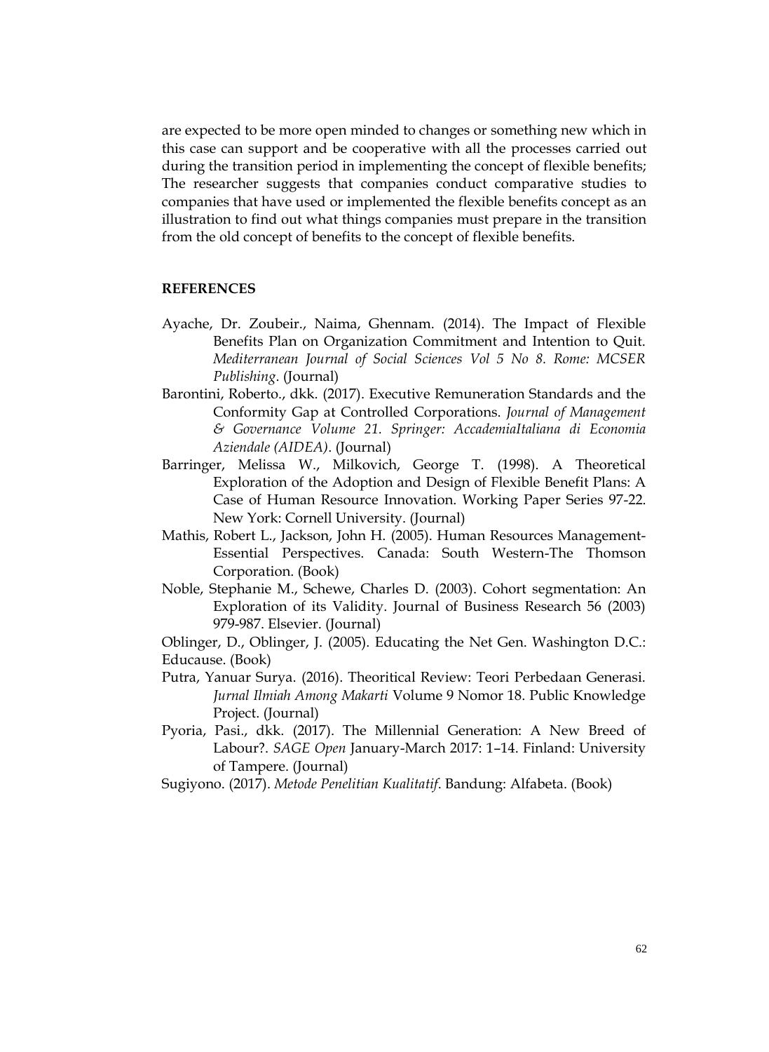are expected to be more open minded to changes or something new which in this case can support and be cooperative with all the processes carried out during the transition period in implementing the concept of flexible benefits; The researcher suggests that companies conduct comparative studies to companies that have used or implemented the flexible benefits concept as an illustration to find out what things companies must prepare in the transition from the old concept of benefits to the concept of flexible benefits.

## REFERENCES

Ayache, Dr. Zoubeir., Naima, Ghennam. (2014). The Impact of Flexible Benefits Plan on Organization Commitment and Intention to Quit. *Mediterranean Journal of Social Sciences Vol 5 No 8. Rome: MCSER Publishing*. (Journal)

Barontini, Roberto., dkk. (2017). Executive Remuneration Standards and the Conformity Gap at Controlled Corporations. *Journal of Management & Governance Volume 21. Springer: AccademiaItaliana di Economia Aziendale (AIDEA)*. (Journal)

Barringer, Melissa W., Milkovich, George T. (1998). A Theoretical Exploration of the Adoption and Design of Flexible Benefit Plans: A Case of Human Resource Innovation. Working Paper Series 97-22. New York: Cornell University. (Journal)

Mathis, Robert L., Jackson, John H. (2005). Human Resources Management-Essential Perspectives. Canada: South Western-The Thomson Corporation. (Book)

Noble, Stephanie M., Schewe, Charles D. (2003). Cohort segmentation: An Exploration of its Validity. Journal of Business Research 56 (2003) 979-987. Elsevier. (Journal)

Oblinger, D., Oblinger, J. (2005). Educating the Net Gen. Washington D.C.: Educause. (Book)

Putra, Yanuar Surya. (2016). Theoritical Review: Teori Perbedaan Generasi. *Jurnal Ilmiah Among Makarti* Volume 9 Nomor 18. Public Knowledge Project. (Journal)

Pyoria, Pasi., dkk. (2017). The Millennial Generation: A New Breed of Labour?. *SAGE Open* January-March 2017: 1–14. Finland: University of Tampere. (Journal)

Sugiyono. (2017). *Metode Penelitian Kualitatif*. Bandung: Alfabeta. (Book)